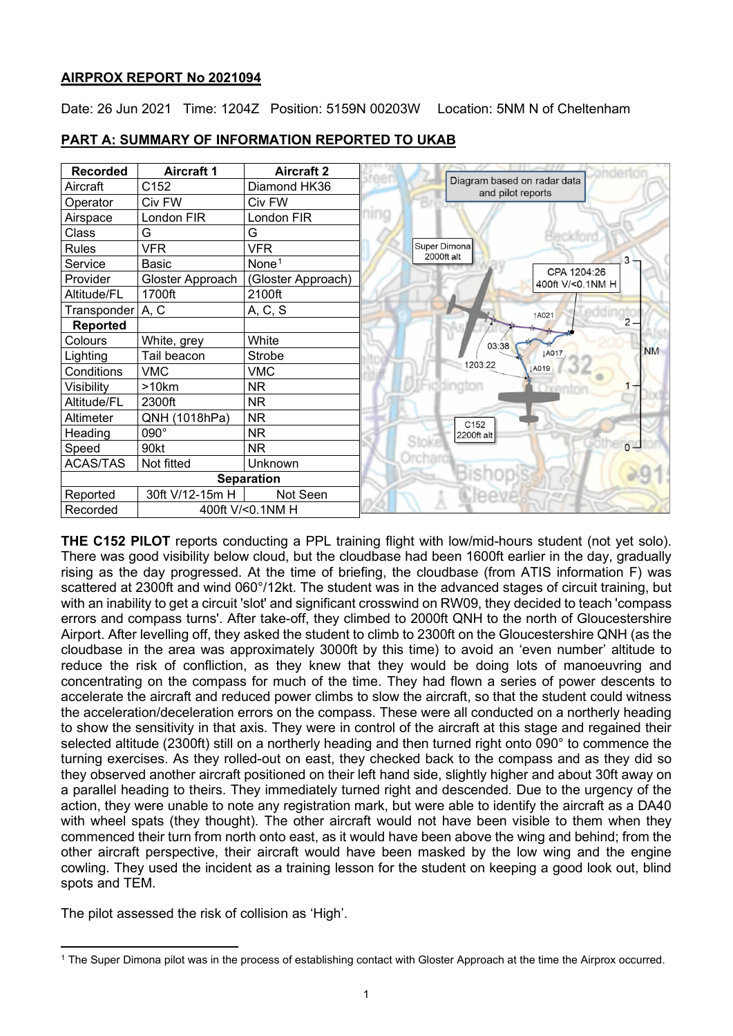## AIRPROX REPORT No 2021094

Date: 26 Jun 2021 Time: 1204Z Position: 5159N 00203W Location: 5NM N of Cheltenham

## PART A: SUMMARY OF INFORMATION REPORTED TO UKAB

| Recorded | Aircraft 1 | Aircraft 2 |
|---|---|---|
| Aircraft | C152 | Diamond HK36 |
| Operator | Civ FW | Civ FW |
| Airspace | London FIR | London FIR |
| Class | G | G |
| Rules | VFR | VFR |
| Service | Basic | None[1] |
| Provider | Gloster Approach | (Gloster Approach) |
| Altitude/FL | 1700ft | 2100ft |
| Transponder | A, C | A, C, S |
| **Reported** | | |
| Colours | White, grey | White |
| Lighting | Tail beacon | Strobe |
| Conditions | VMC | VMC |
| Visibility | >10km | NR |
| Altitude/FL | 2300ft | NR |
| Altimeter | QNH (1018hPa) | NR |
| Heading | 090° | NR |
| Speed | 90kt | NR |
| ACAS/TAS | Not fitted | Unknown |
| **Separation** | | |
| Reported | 30ft V/12-15m H | Not Seen |
| Recorded | 400ft V/<0.1NM H | |

Diagram based on radar data and pilot reports. Super Dimona 2000ft alt. C152 2200ft alt. CPA 1204:26 400ft V/<0.1NM H.

**THE C152 PILOT** reports conducting a PPL training flight with low/mid-hours student (not yet solo). There was good visibility below cloud, but the cloudbase had been 1600ft earlier in the day, gradually rising as the day progressed. At the time of briefing, the cloudbase (from ATIS information F) was scattered at 2300ft and wind 060°/12kt. The student was in the advanced stages of circuit training, but with an inability to get a circuit 'slot' and significant crosswind on RW09, they decided to teach 'compass errors and compass turns'. After take-off, they climbed to 2000ft QNH to the north of Gloucestershire Airport. After levelling off, they asked the student to climb to 2300ft on the Gloucestershire QNH (as the cloudbase in the area was approximately 3000ft by this time) to avoid an 'even number' altitude to reduce the risk of confliction, as they knew that they would be doing lots of manoeuvring and concentrating on the compass for much of the time. They had flown a series of power descents to accelerate the aircraft and reduced power climbs to slow the aircraft, so that the student could witness the acceleration/deceleration errors on the compass. These were all conducted on a northerly heading to show the sensitivity in that axis. They were in control of the aircraft at this stage and regained their selected altitude (2300ft) still on a northerly heading and then turned right onto 090° to commence the turning exercises. As they rolled-out on east, they checked back to the compass and as they did so they observed another aircraft positioned on their left hand side, slightly higher and about 30ft away on a parallel heading to theirs. They immediately turned right and descended. Due to the urgency of the action, they were unable to note any registration mark, but were able to identify the aircraft as a DA40 with wheel spats (they thought). The other aircraft would not have been visible to them when they commenced their turn from north onto east, as it would have been above the wing and behind; from the other aircraft perspective, their aircraft would have been masked by the low wing and the engine cowling. They used the incident as a training lesson for the student on keeping a good look out, blind spots and TEM.

The pilot assessed the risk of collision as 'High'.

[1] The Super Dimona pilot was in the process of establishing contact with Gloster Approach at the time the Airprox occurred.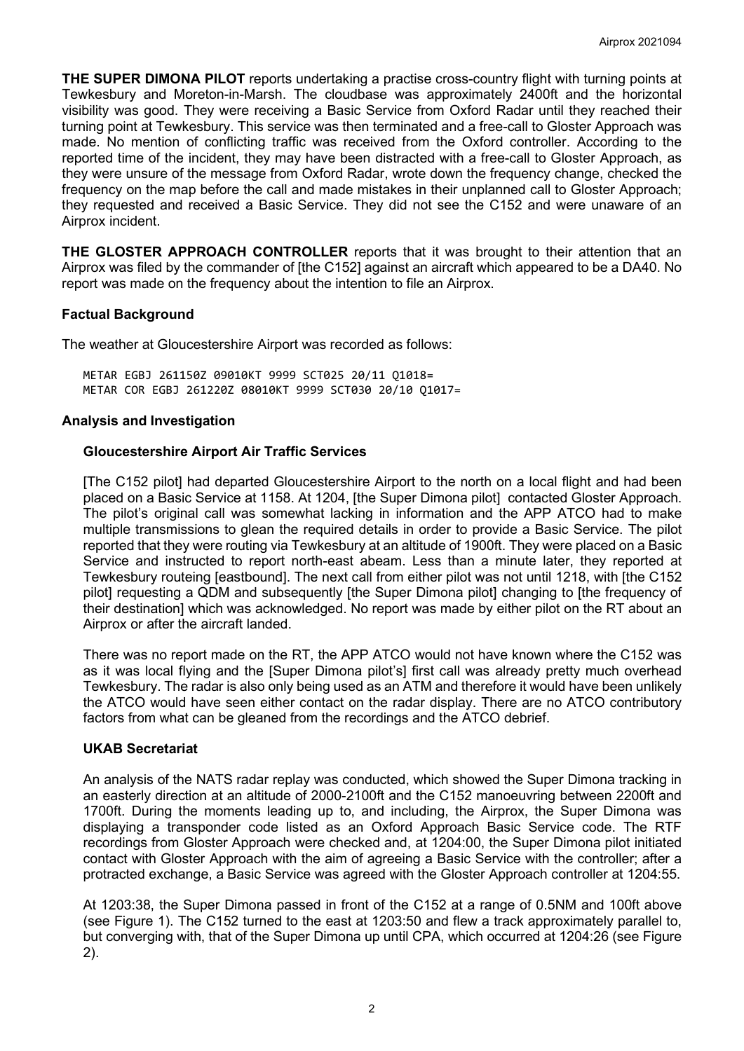**THE SUPER DIMONA PILOT** reports undertaking a practise cross-country flight with turning points at Tewkesbury and Moreton-in-Marsh. The cloudbase was approximately 2400ft and the horizontal visibility was good. They were receiving a Basic Service from Oxford Radar until they reached their turning point at Tewkesbury. This service was then terminated and a free-call to Gloster Approach was made. No mention of conflicting traffic was received from the Oxford controller. According to the reported time of the incident, they may have been distracted with a free-call to Gloster Approach, as they were unsure of the message from Oxford Radar, wrote down the frequency change, checked the frequency on the map before the call and made mistakes in their unplanned call to Gloster Approach; they requested and received a Basic Service. They did not see the C152 and were unaware of an Airprox incident.

**THE GLOSTER APPROACH CONTROLLER** reports that it was brought to their attention that an Airprox was filed by the commander of [the C152] against an aircraft which appeared to be a DA40. No report was made on the frequency about the intention to file an Airprox.

## Factual Background

The weather at Gloucestershire Airport was recorded as follows:

```
METAR EGBJ 261150Z 09010KT 9999 SCT025 20/11 Q1018=
METAR COR EGBJ 261220Z 08010KT 9999 SCT030 20/10 Q1017=
```

## Analysis and Investigation

### Gloucestershire Airport Air Traffic Services

[The C152 pilot] had departed Gloucestershire Airport to the north on a local flight and had been placed on a Basic Service at 1158. At 1204, [the Super Dimona pilot] contacted Gloster Approach. The pilot's original call was somewhat lacking in information and the APP ATCO had to make multiple transmissions to glean the required details in order to provide a Basic Service. The pilot reported that they were routing via Tewkesbury at an altitude of 1900ft. They were placed on a Basic Service and instructed to report north-east abeam. Less than a minute later, they reported at Tewkesbury routeing [eastbound]. The next call from either pilot was not until 1218, with [the C152 pilot] requesting a QDM and subsequently [the Super Dimona pilot] changing to [the frequency of their destination] which was acknowledged. No report was made by either pilot on the RT about an Airprox or after the aircraft landed.

There was no report made on the RT, the APP ATCO would not have known where the C152 was as it was local flying and the [Super Dimona pilot's] first call was already pretty much overhead Tewkesbury. The radar is also only being used as an ATM and therefore it would have been unlikely the ATCO would have seen either contact on the radar display. There are no ATCO contributory factors from what can be gleaned from the recordings and the ATCO debrief.

### UKAB Secretariat

An analysis of the NATS radar replay was conducted, which showed the Super Dimona tracking in an easterly direction at an altitude of 2000-2100ft and the C152 manoeuvring between 2200ft and 1700ft. During the moments leading up to, and including, the Airprox, the Super Dimona was displaying a transponder code listed as an Oxford Approach Basic Service code. The RTF recordings from Gloster Approach were checked and, at 1204:00, the Super Dimona pilot initiated contact with Gloster Approach with the aim of agreeing a Basic Service with the controller; after a protracted exchange, a Basic Service was agreed with the Gloster Approach controller at 1204:55.

At 1203:38, the Super Dimona passed in front of the C152 at a range of 0.5NM and 100ft above (see Figure 1). The C152 turned to the east at 1203:50 and flew a track approximately parallel to, but converging with, that of the Super Dimona up until CPA, which occurred at 1204:26 (see Figure 2).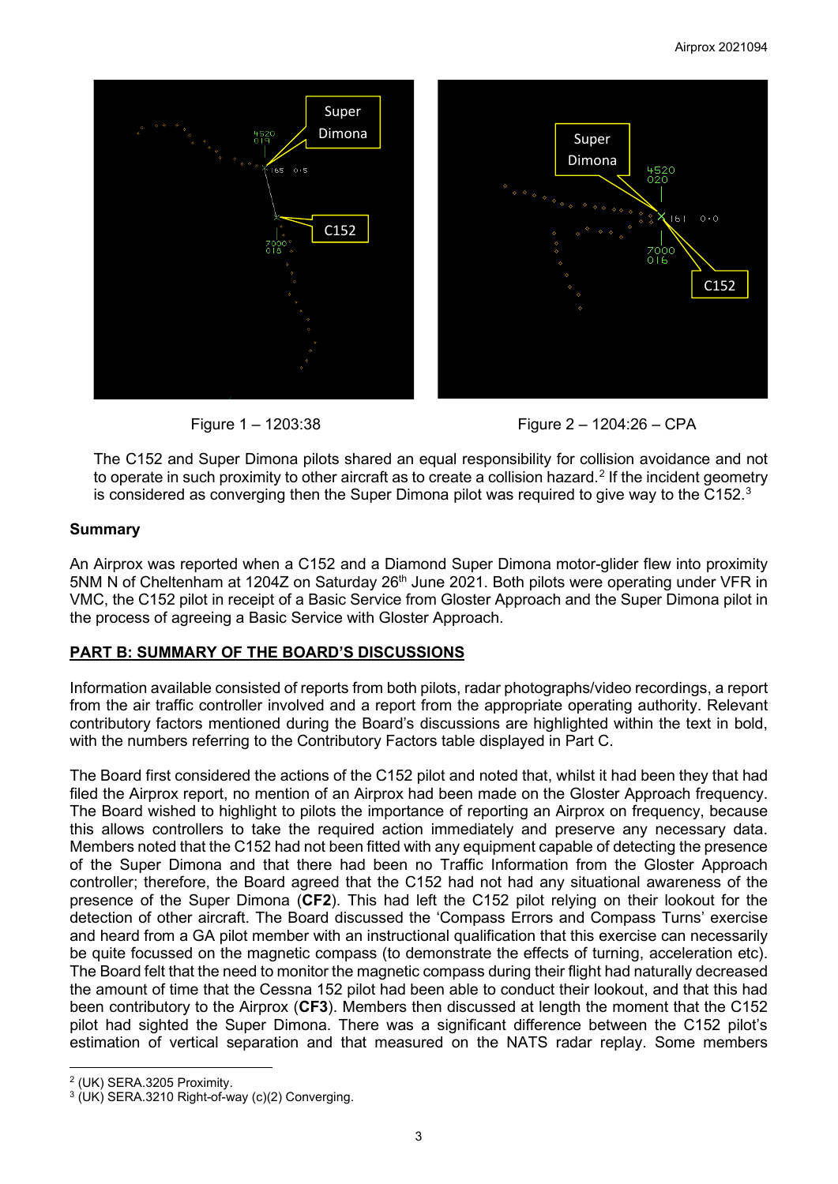Figure 1 – 1203:38

Figure 2 – 1204:26 – CPA

The C152 and Super Dimona pilots shared an equal responsibility for collision avoidance and not to operate in such proximity to other aircraft as to create a collision hazard.[2] If the incident geometry is considered as converging then the Super Dimona pilot was required to give way to the C152.[3]

## Summary

An Airprox was reported when a C152 and a Diamond Super Dimona motor-glider flew into proximity 5NM N of Cheltenham at 1204Z on Saturday 26th June 2021. Both pilots were operating under VFR in VMC, the C152 pilot in receipt of a Basic Service from Gloster Approach and the Super Dimona pilot in the process of agreeing a Basic Service with Gloster Approach.

## PART B: SUMMARY OF THE BOARD'S DISCUSSIONS

Information available consisted of reports from both pilots, radar photographs/video recordings, a report from the air traffic controller involved and a report from the appropriate operating authority. Relevant contributory factors mentioned during the Board's discussions are highlighted within the text in bold, with the numbers referring to the Contributory Factors table displayed in Part C.

The Board first considered the actions of the C152 pilot and noted that, whilst it had been they that had filed the Airprox report, no mention of an Airprox had been made on the Gloster Approach frequency. The Board wished to highlight to pilots the importance of reporting an Airprox on frequency, because this allows controllers to take the required action immediately and preserve any necessary data. Members noted that the C152 had not been fitted with any equipment capable of detecting the presence of the Super Dimona and that there had been no Traffic Information from the Gloster Approach controller; therefore, the Board agreed that the C152 had not had any situational awareness of the presence of the Super Dimona (**CF2**). This had left the C152 pilot relying on their lookout for the detection of other aircraft. The Board discussed the 'Compass Errors and Compass Turns' exercise and heard from a GA pilot member with an instructional qualification that this exercise can necessarily be quite focussed on the magnetic compass (to demonstrate the effects of turning, acceleration etc). The Board felt that the need to monitor the magnetic compass during their flight had naturally decreased the amount of time that the Cessna 152 pilot had been able to conduct their lookout, and that this had been contributory to the Airprox (**CF3**). Members then discussed at length the moment that the C152 pilot had sighted the Super Dimona. There was a significant difference between the C152 pilot's estimation of vertical separation and that measured on the NATS radar replay. Some members

---

[2] (UK) SERA.3205 Proximity.

[3] (UK) SERA.3210 Right-of-way (c)(2) Converging.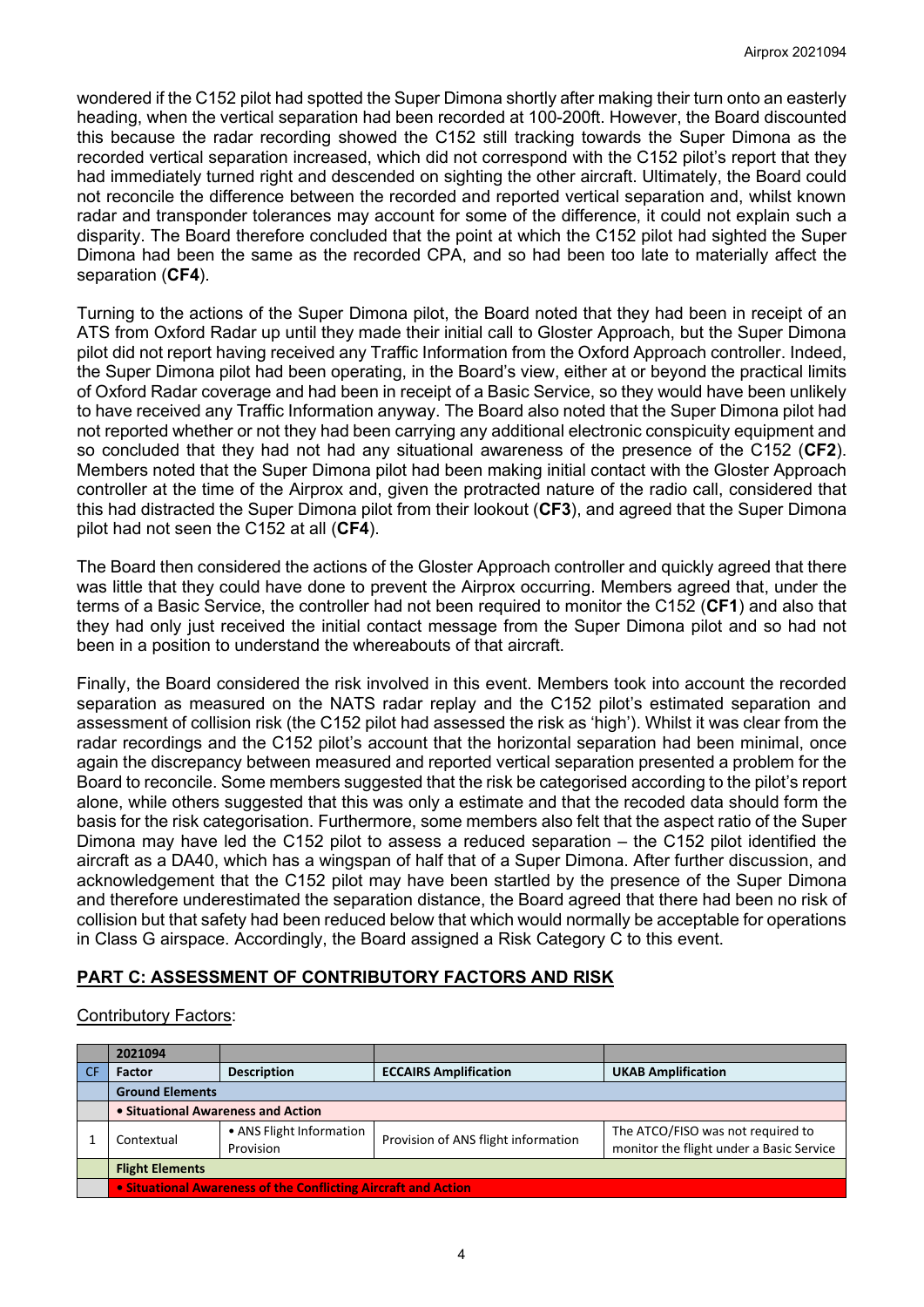wondered if the C152 pilot had spotted the Super Dimona shortly after making their turn onto an easterly heading, when the vertical separation had been recorded at 100-200ft. However, the Board discounted this because the radar recording showed the C152 still tracking towards the Super Dimona as the recorded vertical separation increased, which did not correspond with the C152 pilot's report that they had immediately turned right and descended on sighting the other aircraft. Ultimately, the Board could not reconcile the difference between the recorded and reported vertical separation and, whilst known radar and transponder tolerances may account for some of the difference, it could not explain such a disparity. The Board therefore concluded that the point at which the C152 pilot had sighted the Super Dimona had been the same as the recorded CPA, and so had been too late to materially affect the separation (**CF4**).

Turning to the actions of the Super Dimona pilot, the Board noted that they had been in receipt of an ATS from Oxford Radar up until they made their initial call to Gloster Approach, but the Super Dimona pilot did not report having received any Traffic Information from the Oxford Approach controller. Indeed, the Super Dimona pilot had been operating, in the Board's view, either at or beyond the practical limits of Oxford Radar coverage and had been in receipt of a Basic Service, so they would have been unlikely to have received any Traffic Information anyway. The Board also noted that the Super Dimona pilot had not reported whether or not they had been carrying any additional electronic conspicuity equipment and so concluded that they had not had any situational awareness of the presence of the C152 (**CF2**). Members noted that the Super Dimona pilot had been making initial contact with the Gloster Approach controller at the time of the Airprox and, given the protracted nature of the radio call, considered that this had distracted the Super Dimona pilot from their lookout (**CF3**), and agreed that the Super Dimona pilot had not seen the C152 at all (**CF4**).

The Board then considered the actions of the Gloster Approach controller and quickly agreed that there was little that they could have done to prevent the Airprox occurring. Members agreed that, under the terms of a Basic Service, the controller had not been required to monitor the C152 (**CF1**) and also that they had only just received the initial contact message from the Super Dimona pilot and so had not been in a position to understand the whereabouts of that aircraft.

Finally, the Board considered the risk involved in this event. Members took into account the recorded separation as measured on the NATS radar replay and the C152 pilot's estimated separation and assessment of collision risk (the C152 pilot had assessed the risk as 'high'). Whilst it was clear from the radar recordings and the C152 pilot's account that the horizontal separation had been minimal, once again the discrepancy between measured and reported vertical separation presented a problem for the Board to reconcile. Some members suggested that the risk be categorised according to the pilot's report alone, while others suggested that this was only a estimate and that the recoded data should form the basis for the risk categorisation. Furthermore, some members also felt that the aspect ratio of the Super Dimona may have led the C152 pilot to assess a reduced separation – the C152 pilot identified the aircraft as a DA40, which has a wingspan of half that of a Super Dimona. After further discussion, and acknowledgement that the C152 pilot may have been startled by the presence of the Super Dimona and therefore underestimated the separation distance, the Board agreed that there had been no risk of collision but that safety had been reduced below that which would normally be acceptable for operations in Class G airspace. Accordingly, the Board assigned a Risk Category C to this event.

## PART C: ASSESSMENT OF CONTRIBUTORY FACTORS AND RISK

Contributory Factors:

| | 2021094 | | | |
|---|---|---|---|---|
| CF | Factor | Description | ECCAIRS Amplification | UKAB Amplification |
| | **Ground Elements** | | | |
| | • Situational Awareness and Action | | | |
| 1 | Contextual | • ANS Flight Information Provision | Provision of ANS flight information | The ATCO/FISO was not required to monitor the flight under a Basic Service |
| | **Flight Elements** | | | |
| | • Situational Awareness of the Conflicting Aircraft and Action | | | |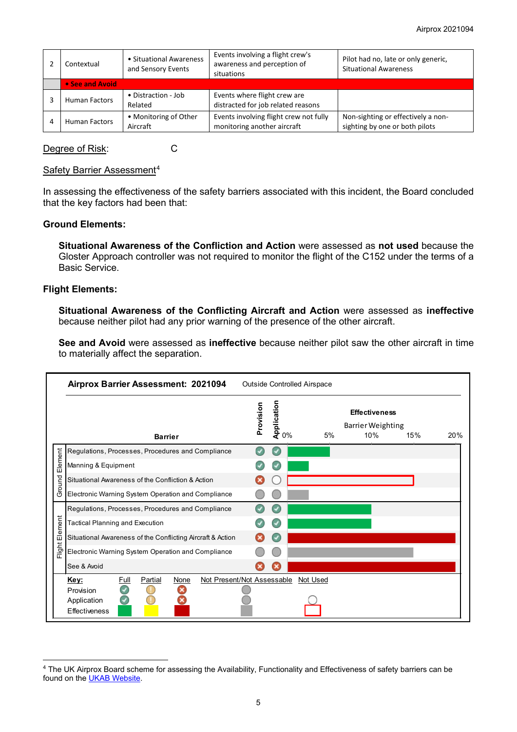| | | | | |
|---|---|---|---|---|
| 2 | Contextual | • Situational Awareness and Sensory Events | Events involving a flight crew's awareness and perception of situations | Pilot had no, late or only generic, Situational Awareness |
| | • See and Avoid | | | |
| 3 | Human Factors | • Distraction - Job Related | Events where flight crew are distracted for job related reasons | |
| 4 | Human Factors | • Monitoring of Other Aircraft | Events involving flight crew not fully monitoring another aircraft | Non-sighting or effectively a non-sighting by one or both pilots |

Degree of Risk: C

Safety Barrier Assessment[4]

In assessing the effectiveness of the safety barriers associated with this incident, the Board concluded that the key factors had been that:

**Ground Elements:**

**Situational Awareness of the Confliction and Action** were assessed as **not used** because the Gloster Approach controller was not required to monitor the flight of the C152 under the terms of a Basic Service.

**Flight Elements:**

**Situational Awareness of the Conflicting Aircraft and Action** were assessed as **ineffective** because neither pilot had any prior warning of the presence of the other aircraft.

**See and Avoid** were assessed as **ineffective** because neither pilot saw the other aircraft in time to materially affect the separation.

Airprox Barrier Assessment: 2021094

Outside Controlled Airspace

Barrier

Provision

Application

Effectiveness

Barrier Weighting

0%

5%

10%

15%

20%

Ground Element

Regulations, Processes, Procedures and Compliance

Manning & Equipment

Situational Awareness of the Confliction & Action

Electronic Warning System Operation and Compliance

Flight Element

Regulations, Processes, Procedures and Compliance

Tactical Planning and Execution

Situational Awareness of the Conflicting Aircraft & Action

Electronic Warning System Operation and Compliance

See & Avoid

Key: Full Partial None Not Present/Not Assessable Not Used

Provision

Application

Effectiveness

[4] The UK Airprox Board scheme for assessing the Availability, Functionality and Effectiveness of safety barriers can be found on the UKAB Website.